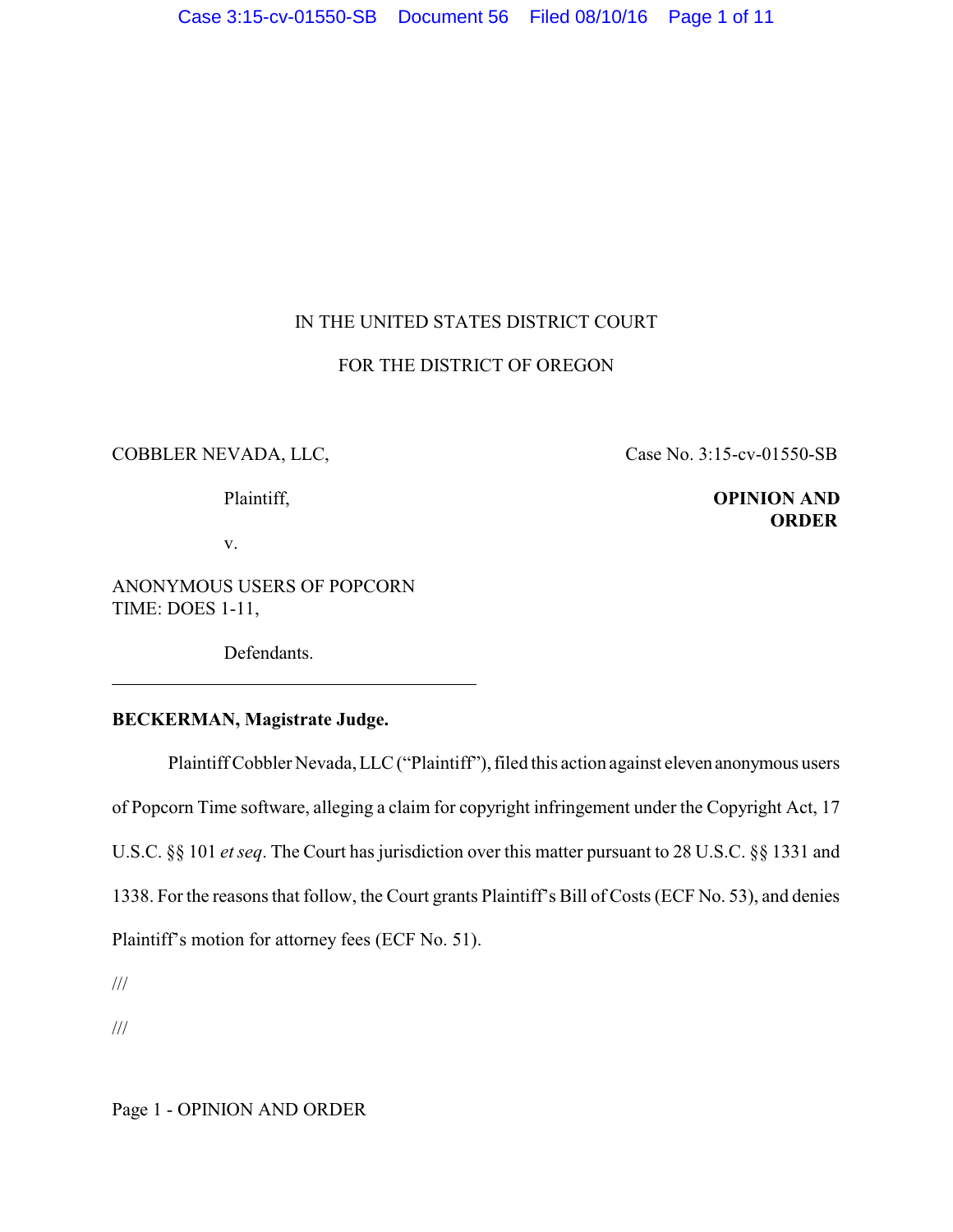IN THE UNITED STATES DISTRICT COURT

FOR THE DISTRICT OF OREGON

COBBLER NEVADA, LLC,

Plaintiff,

v.

ANONYMOUS USERS OF POPCORN TIME: DOES 1-11,

Defendants.

Case No. 3:15-cv-01550-SB

**OPINION AND ORDER**

---

**BECKERMAN, Magistrate Judge.**

Plaintiff Cobbler Nevada, LLC ("Plaintiff"), filed this action against eleven anonymous users of Popcorn Time software, alleging a claim for copyright infringement under the Copyright Act, 17 U.S.C. §§ 101 *et seq*. The Court has jurisdiction over this matter pursuant to 28 U.S.C. §§ 1331 and 1338. For the reasons that follow, the Court grants Plaintiff's Bill of Costs (ECF No. 53), and denies Plaintiff's motion for attorney fees (ECF No. 51).

///

///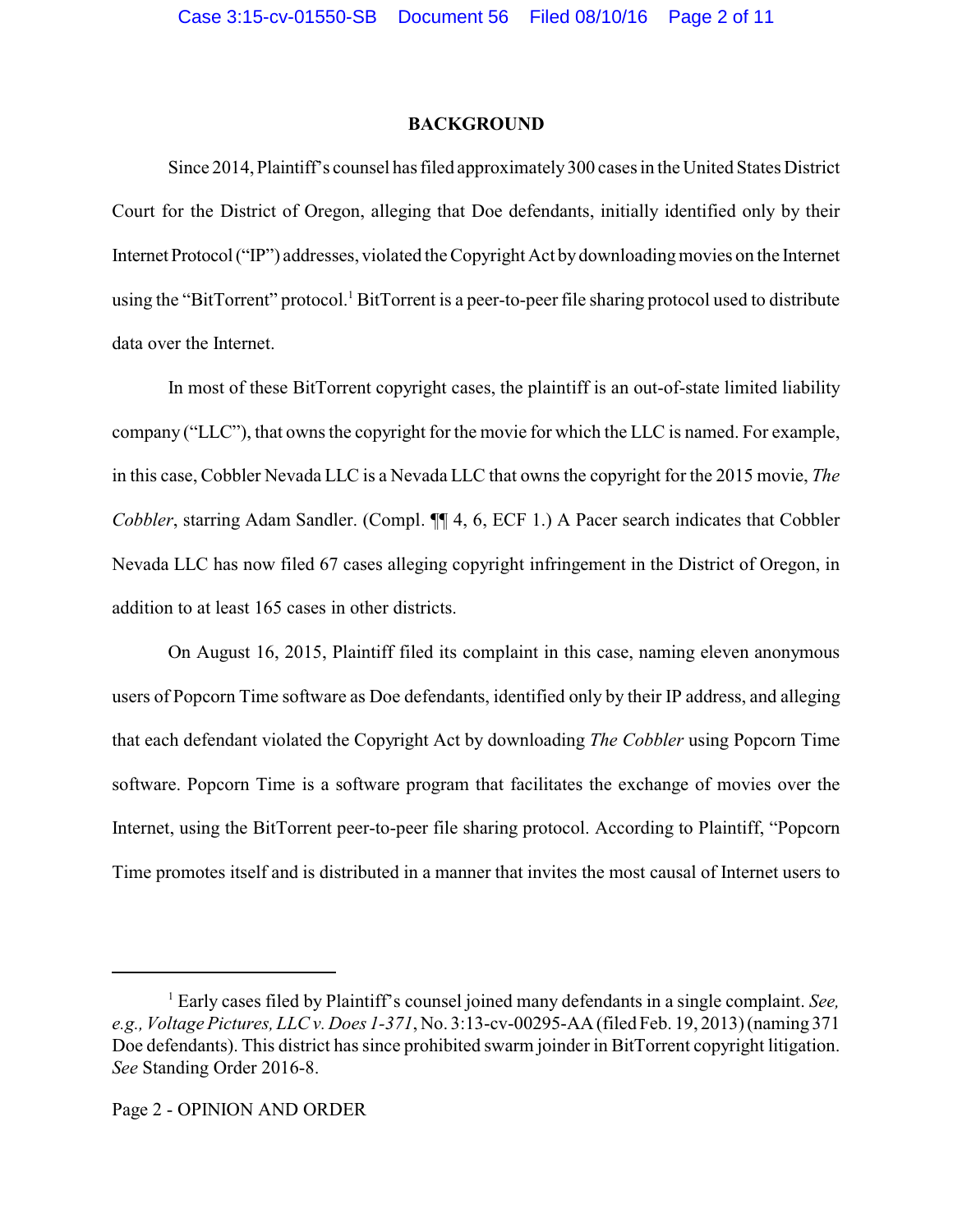## BACKGROUND

Since 2014, Plaintiff's counsel has filed approximately 300 cases in the United States District Court for the District of Oregon, alleging that Doe defendants, initially identified only by their Internet Protocol ("IP") addresses, violated the Copyright Act by downloading movies on the Internet using the "BitTorrent" protocol.[1] BitTorrent is a peer-to-peer file sharing protocol used to distribute data over the Internet.

In most of these BitTorrent copyright cases, the plaintiff is an out-of-state limited liability company ("LLC"), that owns the copyright for the movie for which the LLC is named. For example, in this case, Cobbler Nevada LLC is a Nevada LLC that owns the copyright for the 2015 movie, *The Cobbler*, starring Adam Sandler. (Compl. ¶¶ 4, 6, ECF 1.) A Pacer search indicates that Cobbler Nevada LLC has now filed 67 cases alleging copyright infringement in the District of Oregon, in addition to at least 165 cases in other districts.

On August 16, 2015, Plaintiff filed its complaint in this case, naming eleven anonymous users of Popcorn Time software as Doe defendants, identified only by their IP address, and alleging that each defendant violated the Copyright Act by downloading *The Cobbler* using Popcorn Time software. Popcorn Time is a software program that facilitates the exchange of movies over the Internet, using the BitTorrent peer-to-peer file sharing protocol. According to Plaintiff, "Popcorn Time promotes itself and is distributed in a manner that invites the most causal of Internet users to

[1] Early cases filed by Plaintiff's counsel joined many defendants in a single complaint. *See, e.g., Voltage Pictures, LLC v. Does 1-371*, No. 3:13-cv-00295-AA (filed Feb. 19, 2013) (naming 371 Doe defendants). This district has since prohibited swarm joinder in BitTorrent copyright litigation. *See* Standing Order 2016-8.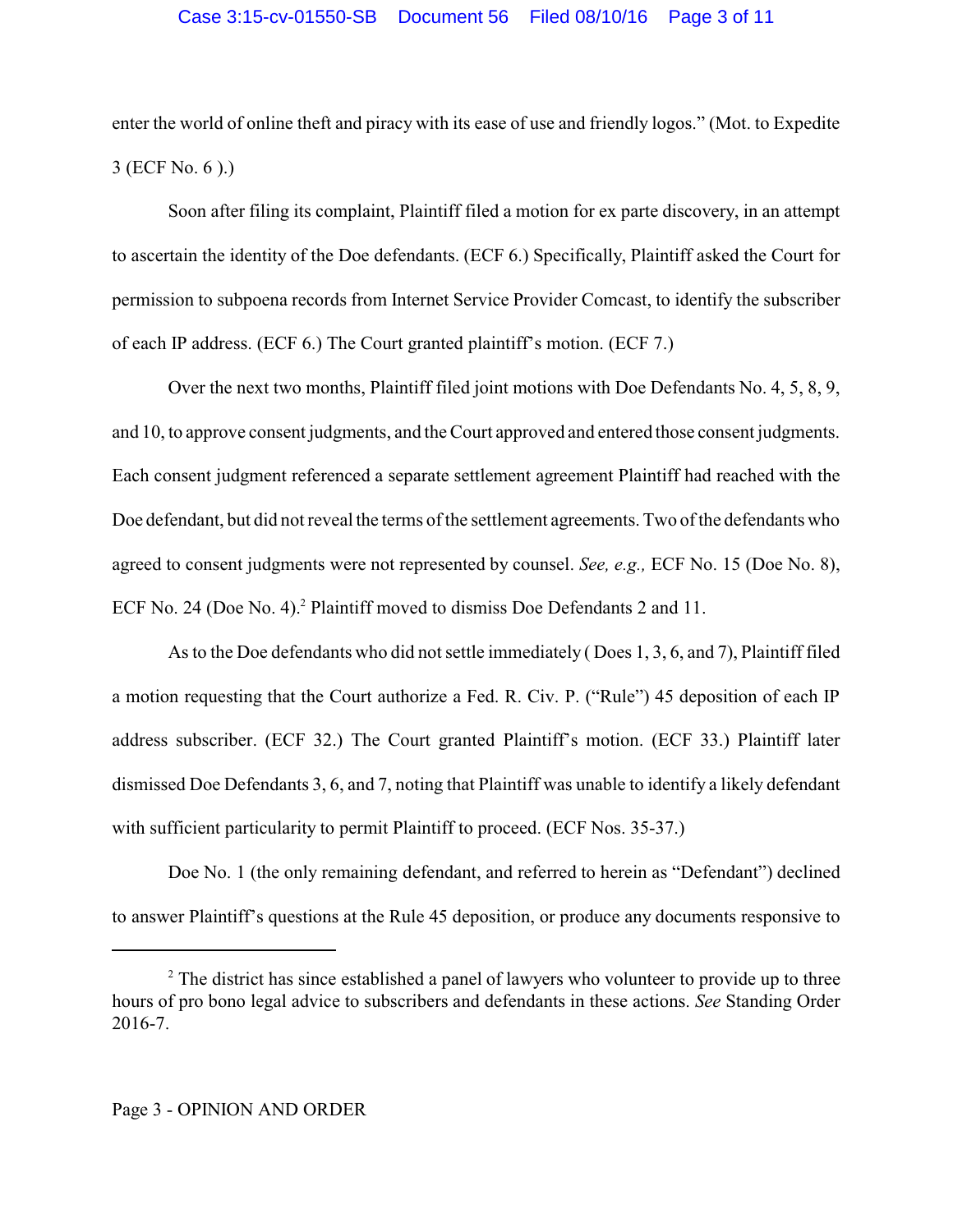enter the world of online theft and piracy with its ease of use and friendly logos." (Mot. to Expedite 3 (ECF No. 6 ).)

Soon after filing its complaint, Plaintiff filed a motion for ex parte discovery, in an attempt to ascertain the identity of the Doe defendants. (ECF 6.) Specifically, Plaintiff asked the Court for permission to subpoena records from Internet Service Provider Comcast, to identify the subscriber of each IP address. (ECF 6.) The Court granted plaintiff's motion. (ECF 7.)

Over the next two months, Plaintiff filed joint motions with Doe Defendants No. 4, 5, 8, 9, and 10, to approve consent judgments, and the Court approved and entered those consent judgments. Each consent judgment referenced a separate settlement agreement Plaintiff had reached with the Doe defendant, but did not reveal the terms of the settlement agreements. Two of the defendants who agreed to consent judgments were not represented by counsel. *See, e.g.,* ECF No. 15 (Doe No. 8), ECF No. 24 (Doe No. 4).[2] Plaintiff moved to dismiss Doe Defendants 2 and 11.

As to the Doe defendants who did not settle immediately ( Does 1, 3, 6, and 7), Plaintiff filed a motion requesting that the Court authorize a Fed. R. Civ. P. ("Rule") 45 deposition of each IP address subscriber. (ECF 32.) The Court granted Plaintiff's motion. (ECF 33.) Plaintiff later dismissed Doe Defendants 3, 6, and 7, noting that Plaintiff was unable to identify a likely defendant with sufficient particularity to permit Plaintiff to proceed. (ECF Nos. 35-37.)

Doe No. 1 (the only remaining defendant, and referred to herein as "Defendant") declined to answer Plaintiff's questions at the Rule 45 deposition, or produce any documents responsive to

---

[2] The district has since established a panel of lawyers who volunteer to provide up to three hours of pro bono legal advice to subscribers and defendants in these actions. *See* Standing Order 2016-7.

Page 3 - OPINION AND ORDER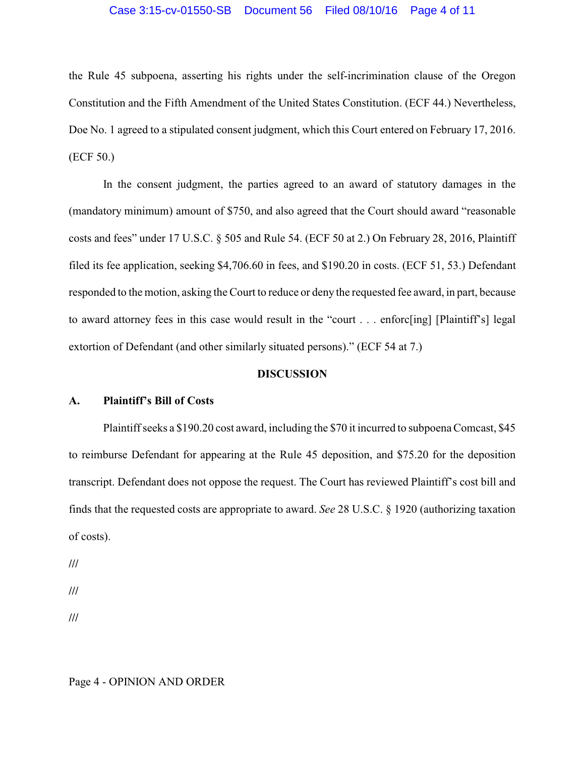the Rule 45 subpoena, asserting his rights under the self-incrimination clause of the Oregon Constitution and the Fifth Amendment of the United States Constitution. (ECF 44.) Nevertheless, Doe No. 1 agreed to a stipulated consent judgment, which this Court entered on February 17, 2016. (ECF 50.)

In the consent judgment, the parties agreed to an award of statutory damages in the (mandatory minimum) amount of $750, and also agreed that the Court should award "reasonable costs and fees" under 17 U.S.C. § 505 and Rule 54. (ECF 50 at 2.) On February 28, 2016, Plaintiff filed its fee application, seeking $4,706.60 in fees, and $190.20 in costs. (ECF 51, 53.) Defendant responded to the motion, asking the Court to reduce or deny the requested fee award, in part, because to award attorney fees in this case would result in the "court . . . enforc[ing] [Plaintiff's] legal extortion of Defendant (and other similarly situated persons)." (ECF 54 at 7.)

## DISCUSSION

### A. Plaintiff's Bill of Costs

Plaintiff seeks a $190.20 cost award, including the $70 it incurred to subpoena Comcast, $45 to reimburse Defendant for appearing at the Rule 45 deposition, and $75.20 for the deposition transcript. Defendant does not oppose the request. The Court has reviewed Plaintiff's cost bill and finds that the requested costs are appropriate to award. *See* 28 U.S.C. § 1920 (authorizing taxation of costs).

///

///

///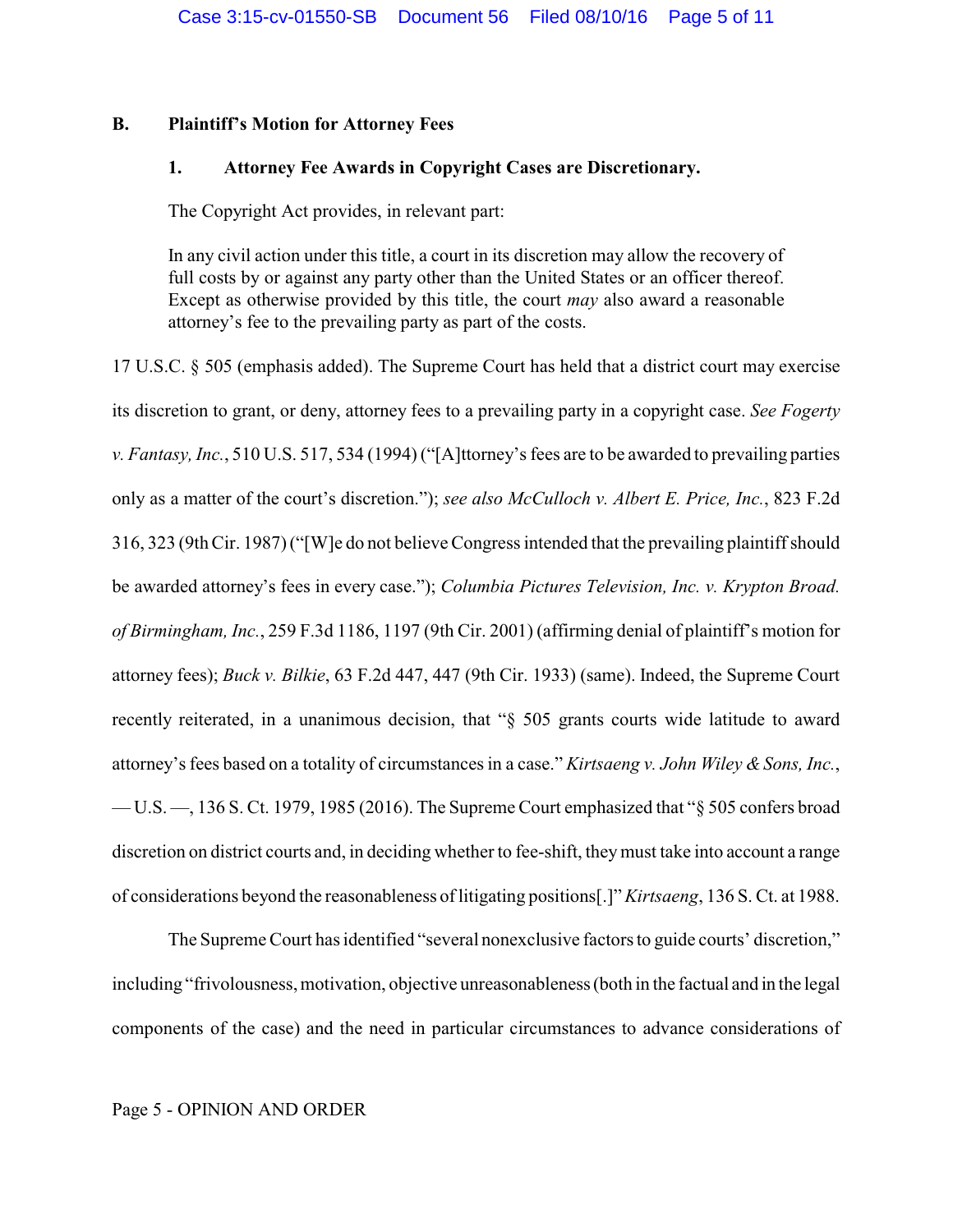### B. Plaintiff's Motion for Attorney Fees

#### 1. Attorney Fee Awards in Copyright Cases are Discretionary.

The Copyright Act provides, in relevant part:

> In any civil action under this title, a court in its discretion may allow the recovery of full costs by or against any party other than the United States or an officer thereof. Except as otherwise provided by this title, the court *may* also award a reasonable attorney's fee to the prevailing party as part of the costs.

17 U.S.C. § 505 (emphasis added). The Supreme Court has held that a district court may exercise its discretion to grant, or deny, attorney fees to a prevailing party in a copyright case. *See Fogerty v. Fantasy, Inc.*, 510 U.S. 517, 534 (1994) ("[A]ttorney's fees are to be awarded to prevailing parties only as a matter of the court's discretion."); *see also McCulloch v. Albert E. Price, Inc.*, 823 F.2d 316, 323 (9th Cir. 1987) ("[W]e do not believe Congress intended that the prevailing plaintiff should be awarded attorney's fees in every case."); *Columbia Pictures Television, Inc. v. Krypton Broad. of Birmingham, Inc.*, 259 F.3d 1186, 1197 (9th Cir. 2001) (affirming denial of plaintiff's motion for attorney fees); *Buck v. Bilkie*, 63 F.2d 447, 447 (9th Cir. 1933) (same). Indeed, the Supreme Court recently reiterated, in a unanimous decision, that "§ 505 grants courts wide latitude to award attorney's fees based on a totality of circumstances in a case." *Kirtsaeng v. John Wiley & Sons, Inc.*, — U.S. —, 136 S. Ct. 1979, 1985 (2016). The Supreme Court emphasized that "§ 505 confers broad discretion on district courts and, in deciding whether to fee-shift, they must take into account a range of considerations beyond the reasonableness of litigating positions[.]" *Kirtsaeng*, 136 S. Ct. at 1988.

The Supreme Court has identified "several nonexclusive factors to guide courts' discretion," including "frivolousness, motivation, objective unreasonableness (both in the factual and in the legal components of the case) and the need in particular circumstances to advance considerations of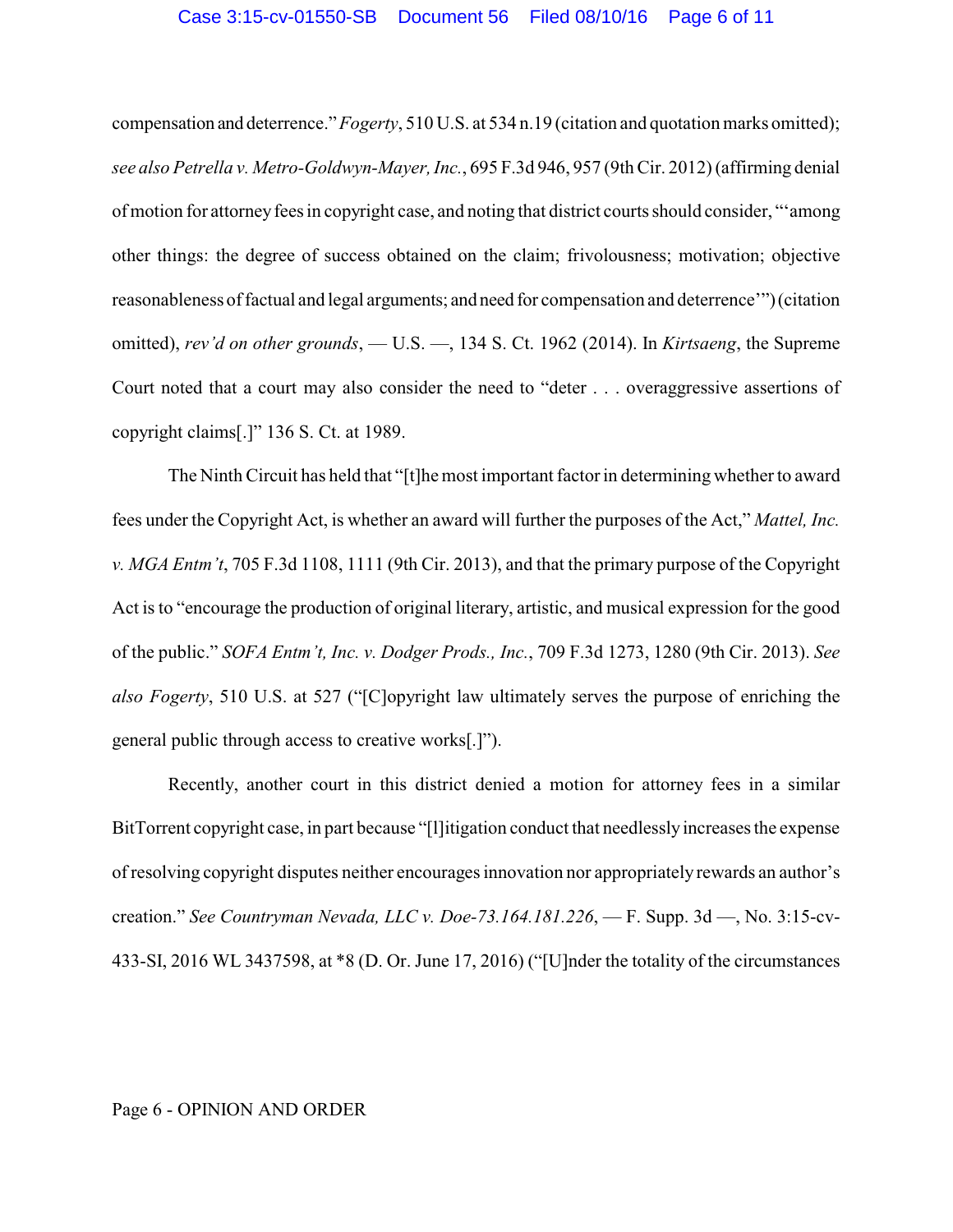compensation and deterrence." *Fogerty*, 510 U.S. at 534 n.19 (citation and quotation marks omitted); *see also Petrella v. Metro-Goldwyn-Mayer, Inc.*, 695 F.3d 946, 957 (9th Cir. 2012) (affirming denial of motion for attorney fees in copyright case, and noting that district courts should consider, "'among other things: the degree of success obtained on the claim; frivolousness; motivation; objective reasonableness of factual and legal arguments; and need for compensation and deterrence'") (citation omitted), *rev'd on other grounds*, — U.S. —, 134 S. Ct. 1962 (2014). In *Kirtsaeng*, the Supreme Court noted that a court may also consider the need to "deter . . . overaggressive assertions of copyright claims[.]" 136 S. Ct. at 1989.

The Ninth Circuit has held that "[t]he most important factor in determining whether to award fees under the Copyright Act, is whether an award will further the purposes of the Act," *Mattel, Inc. v. MGA Entm't*, 705 F.3d 1108, 1111 (9th Cir. 2013), and that the primary purpose of the Copyright Act is to "encourage the production of original literary, artistic, and musical expression for the good of the public." *SOFA Entm't, Inc. v. Dodger Prods., Inc.*, 709 F.3d 1273, 1280 (9th Cir. 2013). *See also Fogerty*, 510 U.S. at 527 ("[C]opyright law ultimately serves the purpose of enriching the general public through access to creative works[.]").

Recently, another court in this district denied a motion for attorney fees in a similar BitTorrent copyright case, in part because "[l]itigation conduct that needlessly increases the expense of resolving copyright disputes neither encourages innovation nor appropriately rewards an author's creation." *See Countryman Nevada, LLC v. Doe-73.164.181.226*, — F. Supp. 3d —, No. 3:15-cv-433-SI, 2016 WL 3437598, at *8 (D. Or. June 17, 2016) ("[U]nder the totality of the circumstances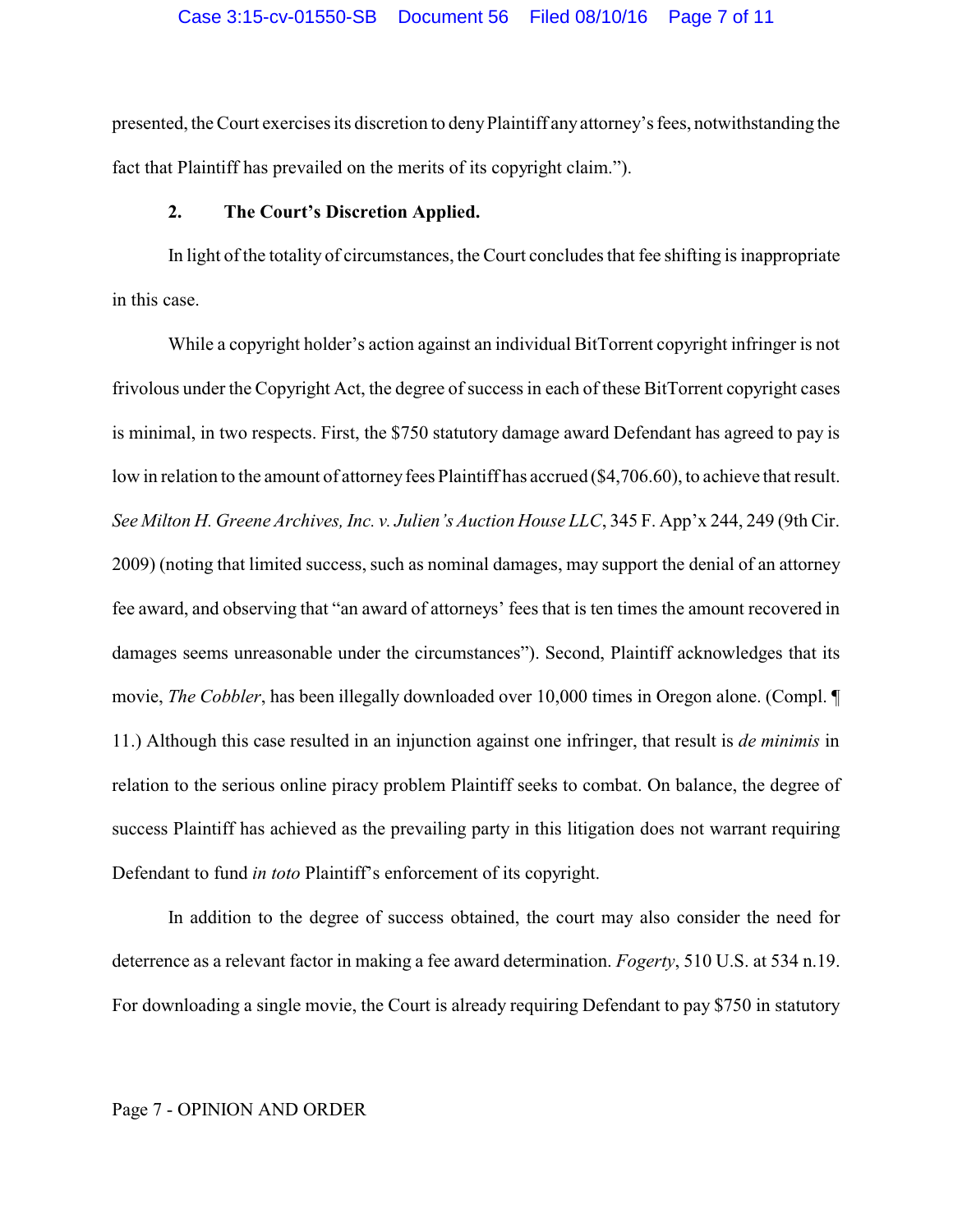presented, the Court exercises its discretion to deny Plaintiff any attorney's fees, notwithstanding the fact that Plaintiff has prevailed on the merits of its copyright claim.").

**2. The Court's Discretion Applied.**

In light of the totality of circumstances, the Court concludes that fee shifting is inappropriate in this case.

While a copyright holder's action against an individual BitTorrent copyright infringer is not frivolous under the Copyright Act, the degree of success in each of these BitTorrent copyright cases is minimal, in two respects. First, the $750 statutory damage award Defendant has agreed to pay is low in relation to the amount of attorney fees Plaintiff has accrued ($4,706.60), to achieve that result. *See Milton H. Greene Archives, Inc. v. Julien's Auction House LLC*, 345 F. App'x 244, 249 (9th Cir. 2009) (noting that limited success, such as nominal damages, may support the denial of an attorney fee award, and observing that "an award of attorneys' fees that is ten times the amount recovered in damages seems unreasonable under the circumstances"). Second, Plaintiff acknowledges that its movie, *The Cobbler*, has been illegally downloaded over 10,000 times in Oregon alone. (Compl. ¶ 11.) Although this case resulted in an injunction against one infringer, that result is *de minimis* in relation to the serious online piracy problem Plaintiff seeks to combat. On balance, the degree of success Plaintiff has achieved as the prevailing party in this litigation does not warrant requiring Defendant to fund *in toto* Plaintiff's enforcement of its copyright.

In addition to the degree of success obtained, the court may also consider the need for deterrence as a relevant factor in making a fee award determination. *Fogerty*, 510 U.S. at 534 n.19. For downloading a single movie, the Court is already requiring Defendant to pay $750 in statutory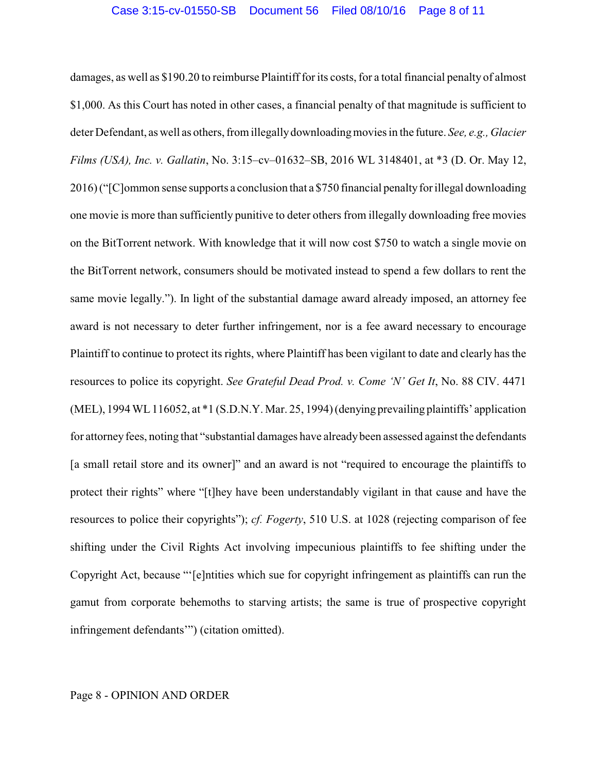damages, as well as $190.20 to reimburse Plaintiff for its costs, for a total financial penalty of almost $1,000. As this Court has noted in other cases, a financial penalty of that magnitude is sufficient to deter Defendant, as well as others, from illegally downloading movies in the future. *See, e.g., Glacier Films (USA), Inc. v. Gallatin*, No. 3:15–cv–01632–SB, 2016 WL 3148401, at *3 (D. Or. May 12, 2016) ("[C]ommon sense supports a conclusion that a $750 financial penalty for illegal downloading one movie is more than sufficiently punitive to deter others from illegally downloading free movies on the BitTorrent network. With knowledge that it will now cost $750 to watch a single movie on the BitTorrent network, consumers should be motivated instead to spend a few dollars to rent the same movie legally."). In light of the substantial damage award already imposed, an attorney fee award is not necessary to deter further infringement, nor is a fee award necessary to encourage Plaintiff to continue to protect its rights, where Plaintiff has been vigilant to date and clearly has the resources to police its copyright. *See Grateful Dead Prod. v. Come 'N' Get It*, No. 88 CIV. 4471 (MEL), 1994 WL 116052, at *1 (S.D.N.Y. Mar. 25, 1994) (denying prevailing plaintiffs' application for attorney fees, noting that "substantial damages have already been assessed against the defendants [a small retail store and its owner]" and an award is not "required to encourage the plaintiffs to protect their rights" where "[t]hey have been understandably vigilant in that cause and have the resources to police their copyrights"); *cf. Fogerty*, 510 U.S. at 1028 (rejecting comparison of fee shifting under the Civil Rights Act involving impecunious plaintiffs to fee shifting under the Copyright Act, because "'[e]ntities which sue for copyright infringement as plaintiffs can run the gamut from corporate behemoths to starving artists; the same is true of prospective copyright infringement defendants'") (citation omitted).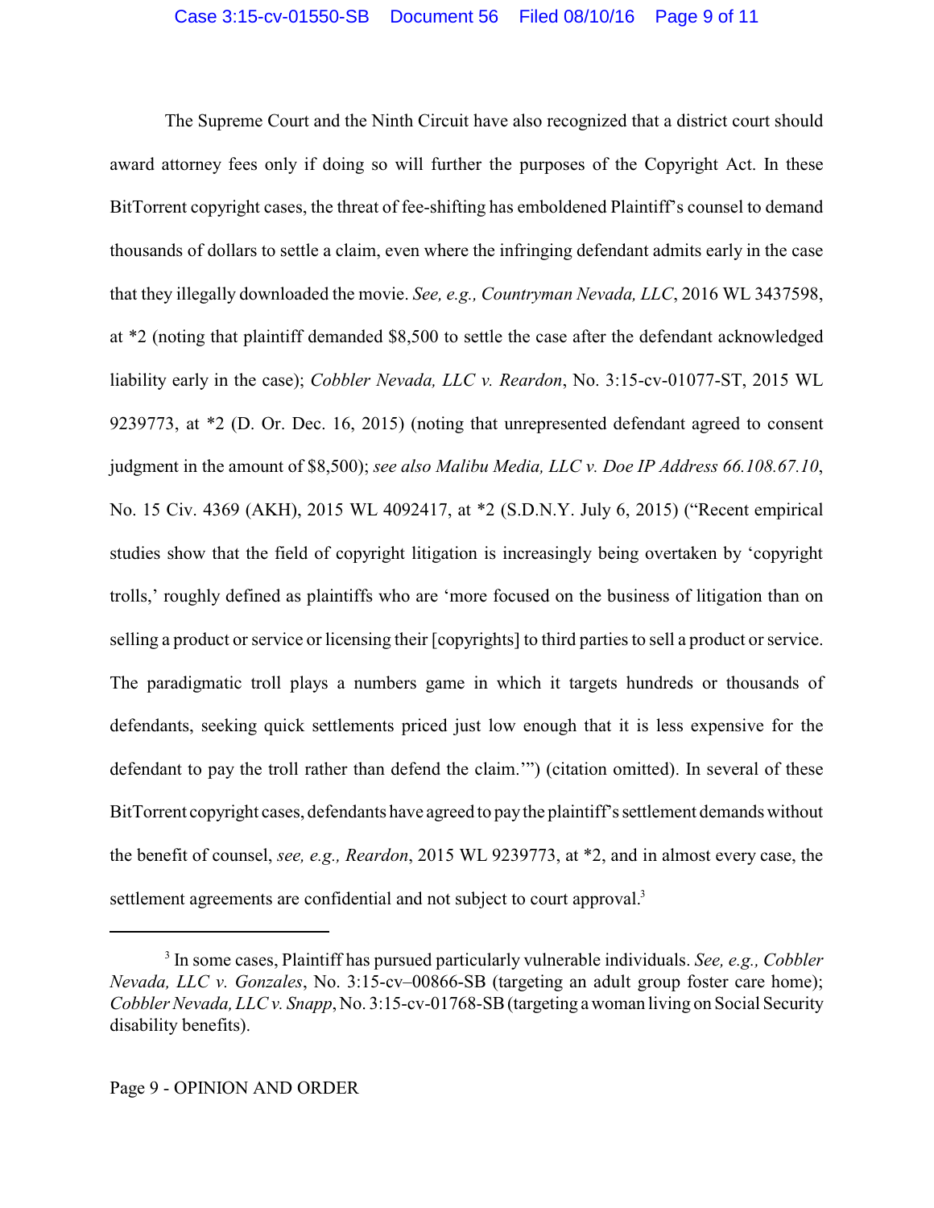The Supreme Court and the Ninth Circuit have also recognized that a district court should award attorney fees only if doing so will further the purposes of the Copyright Act. In these BitTorrent copyright cases, the threat of fee-shifting has emboldened Plaintiff's counsel to demand thousands of dollars to settle a claim, even where the infringing defendant admits early in the case that they illegally downloaded the movie. *See, e.g., Countryman Nevada, LLC*, 2016 WL 3437598, at *2 (noting that plaintiff demanded $8,500 to settle the case after the defendant acknowledged liability early in the case); *Cobbler Nevada, LLC v. Reardon*, No. 3:15-cv-01077-ST, 2015 WL 9239773, at *2 (D. Or. Dec. 16, 2015) (noting that unrepresented defendant agreed to consent judgment in the amount of $8,500); *see also Malibu Media, LLC v. Doe IP Address 66.108.67.10*, No. 15 Civ. 4369 (AKH), 2015 WL 4092417, at *2 (S.D.N.Y. July 6, 2015) ("Recent empirical studies show that the field of copyright litigation is increasingly being overtaken by 'copyright trolls,' roughly defined as plaintiffs who are 'more focused on the business of litigation than on selling a product or service or licensing their [copyrights] to third parties to sell a product or service. The paradigmatic troll plays a numbers game in which it targets hundreds or thousands of defendants, seeking quick settlements priced just low enough that it is less expensive for the defendant to pay the troll rather than defend the claim.'") (citation omitted). In several of these BitTorrent copyright cases, defendants have agreed to pay the plaintiff's settlement demands without the benefit of counsel, *see, e.g., Reardon*, 2015 WL 9239773, at *2, and in almost every case, the settlement agreements are confidential and not subject to court approval.[3]

---

[3] In some cases, Plaintiff has pursued particularly vulnerable individuals. *See, e.g., Cobbler Nevada, LLC v. Gonzales*, No. 3:15-cv–00866-SB (targeting an adult group foster care home); *Cobbler Nevada, LLC v. Snapp*, No. 3:15-cv-01768-SB (targeting a woman living on Social Security disability benefits).

Page 9 - OPINION AND ORDER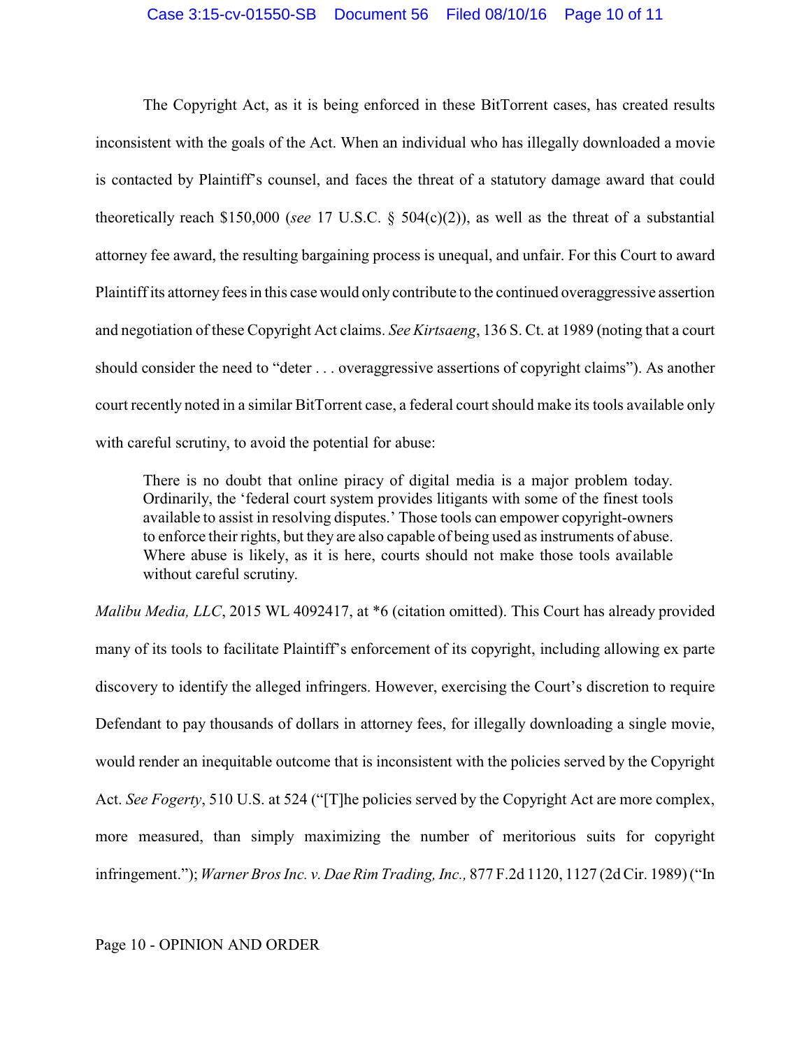The Copyright Act, as it is being enforced in these BitTorrent cases, has created results inconsistent with the goals of the Act. When an individual who has illegally downloaded a movie is contacted by Plaintiff's counsel, and faces the threat of a statutory damage award that could theoretically reach $150,000 (*see* 17 U.S.C. § 504(c)(2)), as well as the threat of a substantial attorney fee award, the resulting bargaining process is unequal, and unfair. For this Court to award Plaintiff its attorney fees in this case would only contribute to the continued overaggressive assertion and negotiation of these Copyright Act claims. *See Kirtsaeng*, 136 S. Ct. at 1989 (noting that a court should consider the need to "deter . . . overaggressive assertions of copyright claims"). As another court recently noted in a similar BitTorrent case, a federal court should make its tools available only with careful scrutiny, to avoid the potential for abuse:

> There is no doubt that online piracy of digital media is a major problem today. Ordinarily, the 'federal court system provides litigants with some of the finest tools available to assist in resolving disputes.' Those tools can empower copyright-owners to enforce their rights, but they are also capable of being used as instruments of abuse. Where abuse is likely, as it is here, courts should not make those tools available without careful scrutiny.

*Malibu Media, LLC*, 2015 WL 4092417, at *6 (citation omitted). This Court has already provided many of its tools to facilitate Plaintiff's enforcement of its copyright, including allowing ex parte discovery to identify the alleged infringers. However, exercising the Court's discretion to require Defendant to pay thousands of dollars in attorney fees, for illegally downloading a single movie, would render an inequitable outcome that is inconsistent with the policies served by the Copyright Act. *See Fogerty*, 510 U.S. at 524 ("[T]he policies served by the Copyright Act are more complex, more measured, than simply maximizing the number of meritorious suits for copyright infringement."); *Warner Bros Inc. v. Dae Rim Trading, Inc.,* 877 F.2d 1120, 1127 (2d Cir. 1989) ("In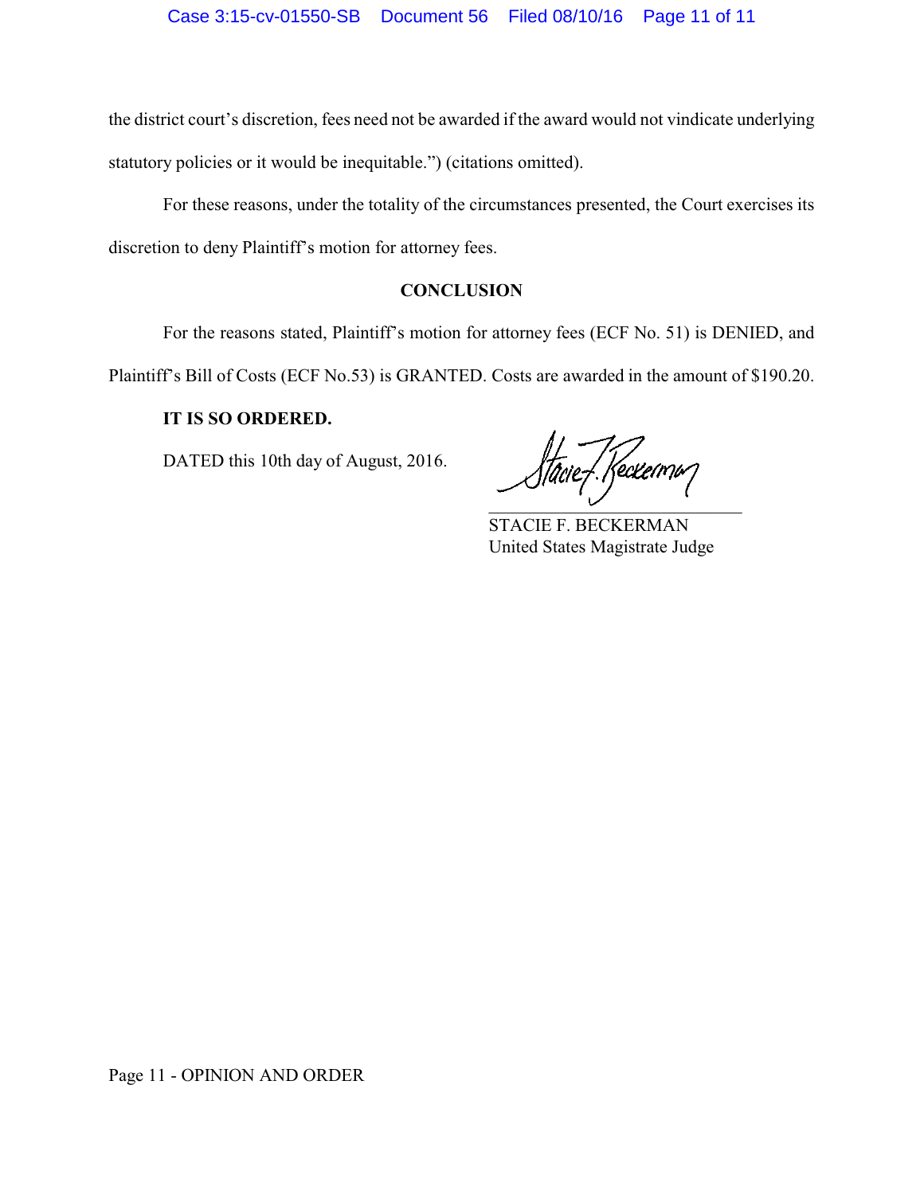the district court's discretion, fees need not be awarded if the award would not vindicate underlying statutory policies or it would be inequitable.") (citations omitted).

For these reasons, under the totality of the circumstances presented, the Court exercises its discretion to deny Plaintiff's motion for attorney fees.

## CONCLUSION

For the reasons stated, Plaintiff's motion for attorney fees (ECF No. 51) is DENIED, and Plaintiff's Bill of Costs (ECF No.53) is GRANTED. Costs are awarded in the amount of $190.20.

**IT IS SO ORDERED.**

DATED this 10th day of August, 2016.

STACIE F. BECKERMAN
United States Magistrate Judge